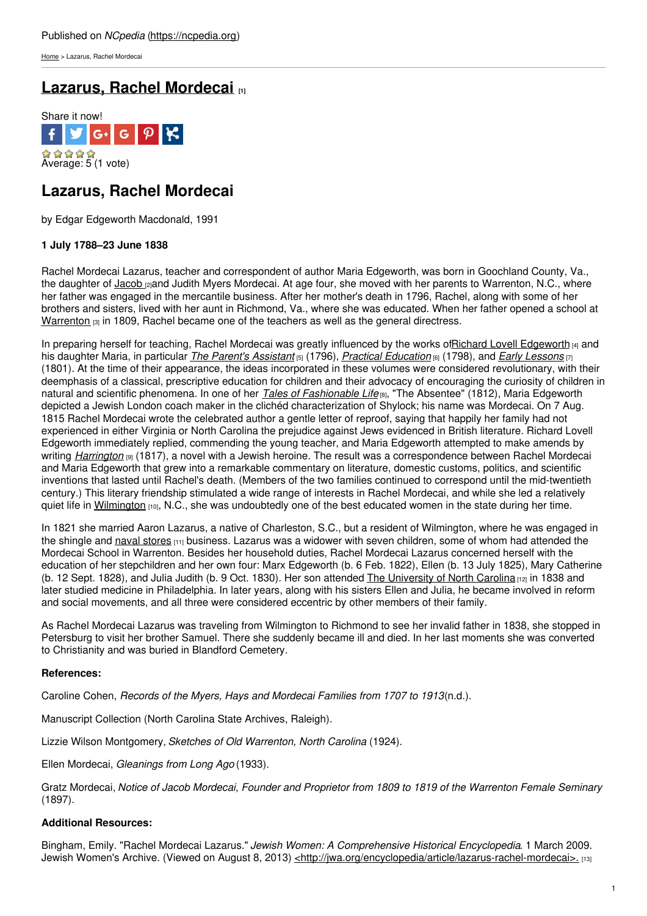Published on *NCpedia* (https://ncpedia.org)

Home > Lazarus, Rachel Mordecai

# Lazarus, Rachel Mordecai [1]

Share it now!

Average: 5 (1 vote)

## Lazarus, Rachel Mordecai

by Edgar Edgeworth Macdonald, 1991

**1 July 1788–23 June 1838**

Rachel Mordecai Lazarus, teacher and correspondent of author Maria Edgeworth, was born in Goochland County, Va., the daughter of Jacob [2] and Judith Myers Mordecai. At age four, she moved with her parents to Warrenton, N.C., where her father was engaged in the mercantile business. After her mother's death in 1796, Rachel, along with some of her brothers and sisters, lived with her aunt in Richmond, Va., where she was educated. When her father opened a school at Warrenton [3] in 1809, Rachel became one of the teachers as well as the general directress.

In preparing herself for teaching, Rachel Mordecai was greatly influenced by the works of Richard Lovell Edgeworth [4] and his daughter Maria, in particular *The Parent's Assistant* [5] (1796), *Practical Education* [6] (1798), and *Early Lessons* [7] (1801). At the time of their appearance, the ideas incorporated in these volumes were considered revolutionary, with their deemphasis of a classical, prescriptive education for children and their advocacy of encouraging the curiosity of children in natural and scientific phenomena. In one of her *Tales of Fashionable Life* [8], "The Absentee" (1812), Maria Edgeworth depicted a Jewish London coach maker in the clichéd characterization of Shylock; his name was Mordecai. On 7 Aug. 1815 Rachel Mordecai wrote the celebrated author a gentle letter of reproof, saying that happily her family had not experienced in either Virginia or North Carolina the prejudice against Jews evidenced in British literature. Richard Lovell Edgeworth immediately replied, commending the young teacher, and Maria Edgeworth attempted to make amends by writing *Harrington* [9] (1817), a novel with a Jewish heroine. The result was a correspondence between Rachel Mordecai and Maria Edgeworth that grew into a remarkable commentary on literature, domestic customs, politics, and scientific inventions that lasted until Rachel's death. (Members of the two families continued to correspond until the mid-twentieth century.) This literary friendship stimulated a wide range of interests in Rachel Mordecai, and while she led a relatively quiet life in Wilmington [10], N.C., she was undoubtedly one of the best educated women in the state during her time.

In 1821 she married Aaron Lazarus, a native of Charleston, S.C., but a resident of Wilmington, where he was engaged in the shingle and naval stores [11] business. Lazarus was a widower with seven children, some of whom had attended the Mordecai School in Warrenton. Besides her household duties, Rachel Mordecai Lazarus concerned herself with the education of her stepchildren and her own four: Marx Edgeworth (b. 6 Feb. 1822), Ellen (b. 13 July 1825), Mary Catherine (b. 12 Sept. 1828), and Julia Judith (b. 9 Oct. 1830). Her son attended The University of North Carolina [12] in 1838 and later studied medicine in Philadelphia. In later years, along with his sisters Ellen and Julia, he became involved in reform and social movements, and all three were considered eccentric by other members of their family.

As Rachel Mordecai Lazarus was traveling from Wilmington to Richmond to see her invalid father in 1838, she stopped in Petersburg to visit her brother Samuel. There she suddenly became ill and died. In her last moments she was converted to Christianity and was buried in Blandford Cemetery.

**References:**

Caroline Cohen, *Records of the Myers, Hays and Mordecai Families from 1707 to 1913* (n.d.).

Manuscript Collection (North Carolina State Archives, Raleigh).

Lizzie Wilson Montgomery, *Sketches of Old Warrenton, North Carolina* (1924).

Ellen Mordecai, *Gleanings from Long Ago* (1933).

Gratz Mordecai, *Notice of Jacob Mordecai, Founder and Proprietor from 1809 to 1819 of the Warrenton Female Seminary* (1897).

**Additional Resources:**

Bingham, Emily. "Rachel Mordecai Lazarus." *Jewish Women: A Comprehensive Historical Encyclopedia*. 1 March 2009. Jewish Women's Archive. (Viewed on August 8, 2013) <http://jwa.org/encyclopedia/article/lazarus-rachel-mordecai>. [13]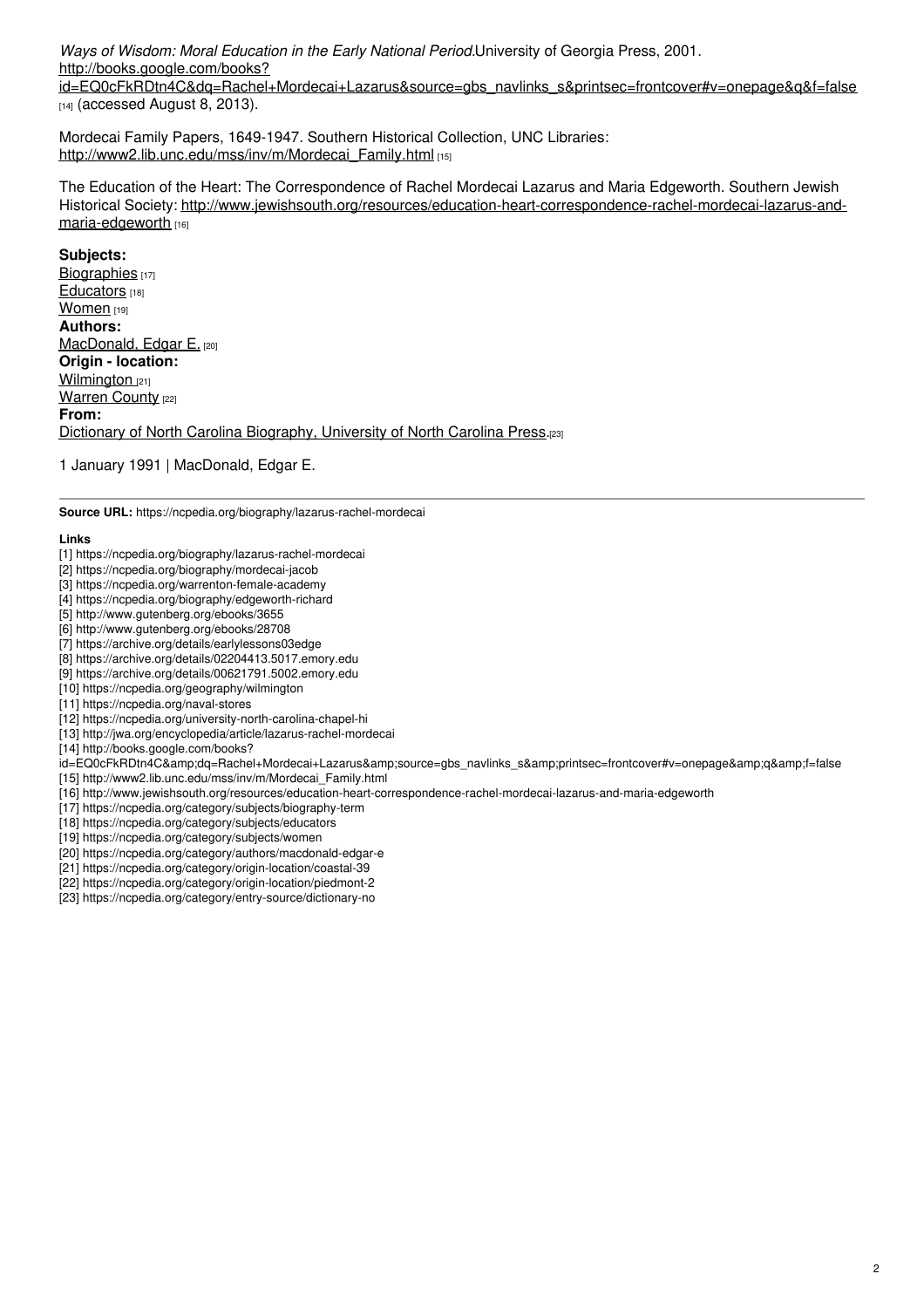*Ways of Wisdom: Moral Education in the Early National Period*.University of Georgia Press, 2001. http://books.google.com/books?id=EQ0cFkRDtn4C&dq=Rachel+Mordecai+Lazarus&source=gbs_navlinks_s&printsec=frontcover#v=onepage&q&f=false [14] (accessed August 8, 2013).

Mordecai Family Papers, 1649-1947. Southern Historical Collection, UNC Libraries: http://www2.lib.unc.edu/mss/inv/m/Mordecai_Family.html [15]

The Education of the Heart: The Correspondence of Rachel Mordecai Lazarus and Maria Edgeworth. Southern Jewish Historical Society: http://www.jewishsouth.org/resources/education-heart-correspondence-rachel-mordecai-lazarus-and-maria-edgeworth [16]

**Subjects:**
Biographies [17]
Educators [18]
Women [19]
**Authors:**
MacDonald, Edgar E. [20]
**Origin - location:**
Wilmington [21]
Warren County [22]
**From:**
Dictionary of North Carolina Biography, University of North Carolina Press.[23]

1 January 1991 | MacDonald, Edgar E.

**Source URL:** https://ncpedia.org/biography/lazarus-rachel-mordecai

**Links**
[1] https://ncpedia.org/biography/lazarus-rachel-mordecai
[2] https://ncpedia.org/biography/mordecai-jacob
[3] https://ncpedia.org/warrenton-female-academy
[4] https://ncpedia.org/biography/edgeworth-richard
[5] http://www.gutenberg.org/ebooks/3655
[6] http://www.gutenberg.org/ebooks/28708
[7] https://archive.org/details/earlylessons03edge
[8] https://archive.org/details/02204413.5017.emory.edu
[9] https://archive.org/details/00621791.5002.emory.edu
[10] https://ncpedia.org/geography/wilmington
[11] https://ncpedia.org/naval-stores
[12] https://ncpedia.org/university-north-carolina-chapel-hi
[13] http://jwa.org/encyclopedia/article/lazarus-rachel-mordecai
[14] http://books.google.com/books?id=EQ0cFkRDtn4C&amp;dq=Rachel+Mordecai+Lazarus&amp;source=gbs_navlinks_s&amp;printsec=frontcover#v=onepage&amp;q&amp;f=false
[15] http://www2.lib.unc.edu/mss/inv/m/Mordecai_Family.html
[16] http://www.jewishsouth.org/resources/education-heart-correspondence-rachel-mordecai-lazarus-and-maria-edgeworth
[17] https://ncpedia.org/category/subjects/biography-term
[18] https://ncpedia.org/category/subjects/educators
[19] https://ncpedia.org/category/subjects/women
[20] https://ncpedia.org/category/authors/macdonald-edgar-e
[21] https://ncpedia.org/category/origin-location/coastal-39
[22] https://ncpedia.org/category/origin-location/piedmont-2
[23] https://ncpedia.org/category/entry-source/dictionary-no